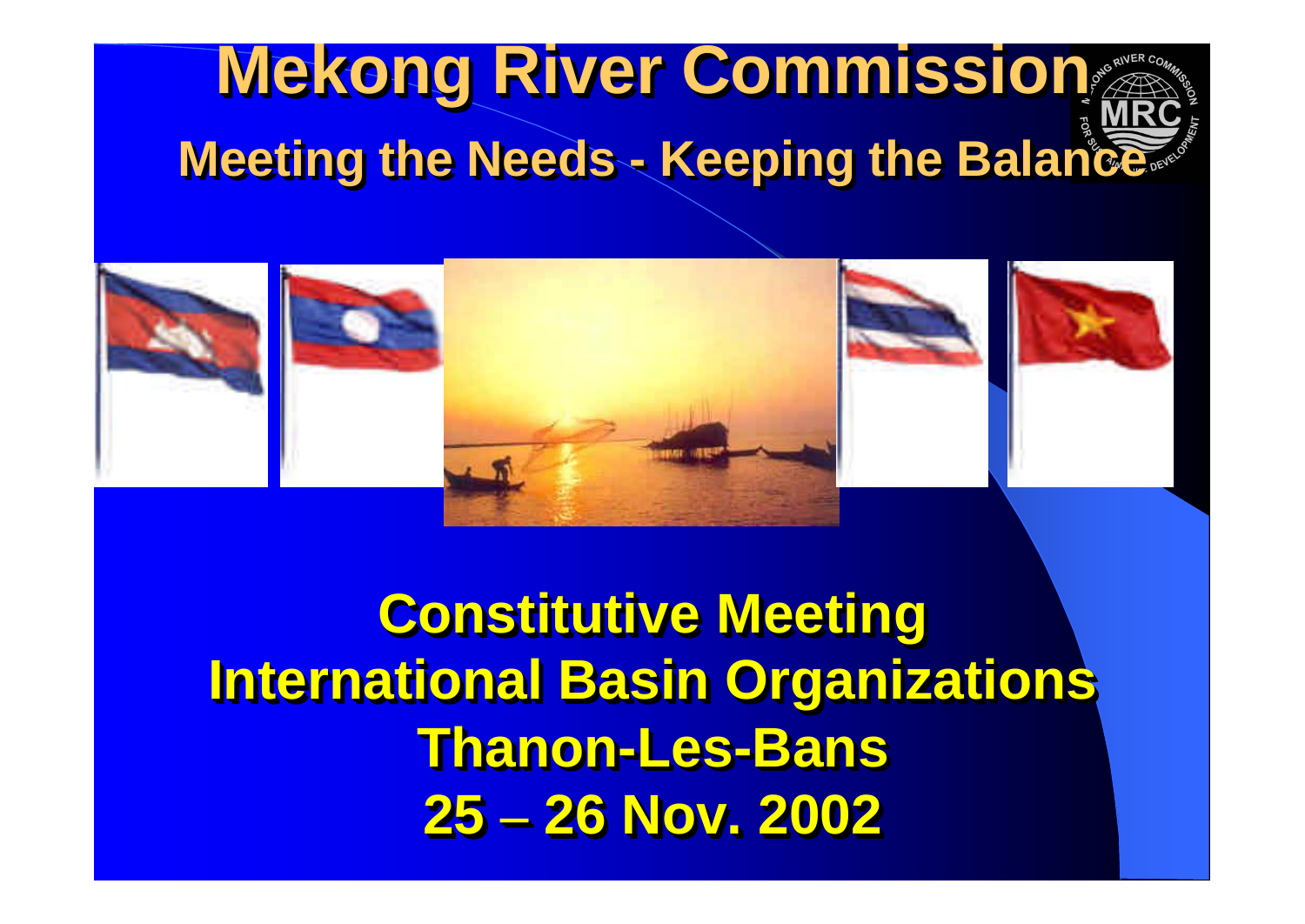# Mekong River Commission

## Meeting the Needs - Keeping the Balance

**Constitutive Meeting**
**International Basin Organizations**
**Thanon-Les-Bans**
**25 – 26 Nov. 2002**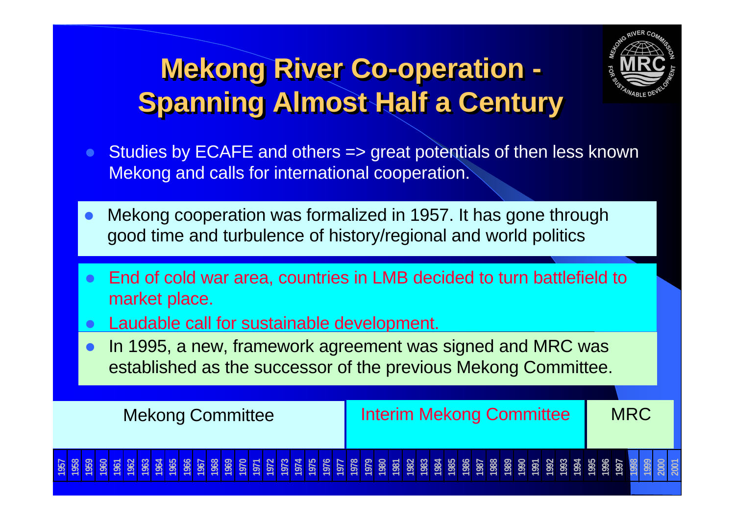# Mekong River Co-operation - Spanning Almost Half a Century

- Studies by ECAFE and others => great potentials of then less known Mekong and calls for international cooperation.
- Mekong cooperation was formalized in 1957. It has gone through good time and turbulence of history/regional and world politics
- End of cold war area, countries in LMB decided to turn battlefield to market place.
- Laudable call for sustainable development.
- In 1995, a new, framework agreement was signed and MRC was established as the successor of the previous Mekong Committee.

| Mekong Committee | Interim Mekong Committee | MRC |
| --- | --- | --- |
| 1957–1977 | 1978–1994 | 1995–2001 |

1957 1958 1959 1960 1961 1962 1963 1964 1965 1966 1967 1968 1969 1970 1971 1972 1973 1974 1975 1976 1977 1978 1979 1980 1981 1982 1983 1984 1985 1986 1987 1988 1989 1990 1991 1992 1993 1994 1995 1996 1997 1998 1999 2000 2001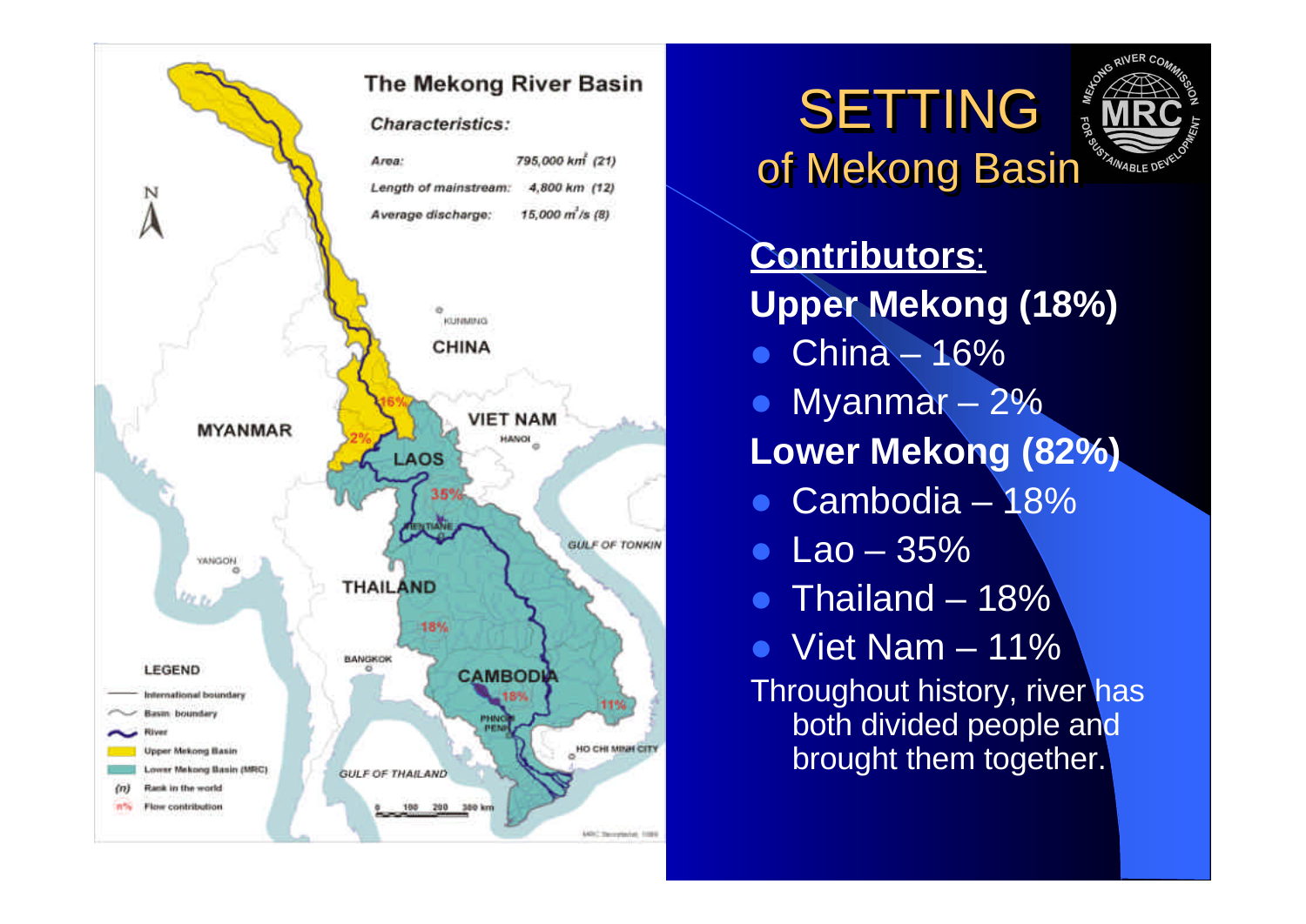# SETTING of Mekong Basin

**The Mekong River Basin**

*Characteristics:*

| | |
|---|---|
| *Area:* | *795,000 km² (21)* |
| *Length of mainstream:* | *4,800 km (12)* |
| *Average discharge:* | *15,000 m³/s (8)* |

**Contributors**:

**Upper Mekong (18%)**

- China – 16%
- Myanmar – 2%

**Lower Mekong (82%)**

- Cambodia – 18%
- Lao – 35%
- Thailand – 18%
- Viet Nam – 11%

Throughout history, river has both divided people and brought them together.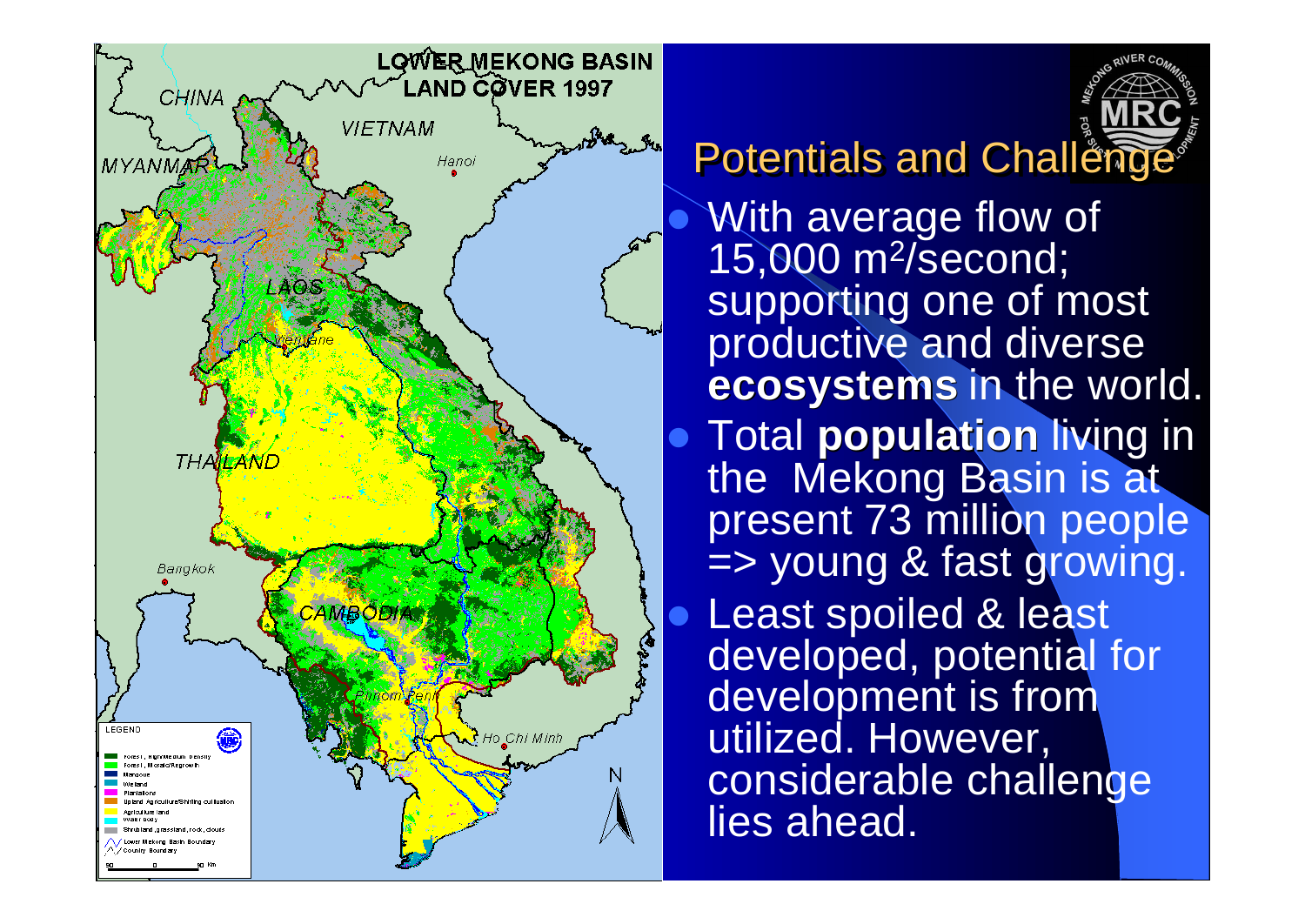# Potentials and Challenge

- With average flow of 15,000 $m^2$/second; supporting one of most productive and diverse **ecosystems** in the world.
- Total **population** living in the Mekong Basin is at present 73 million people => young & fast growing.
- Least spoiled & least developed, potential for development is from utilized. However, considerable challenge lies ahead.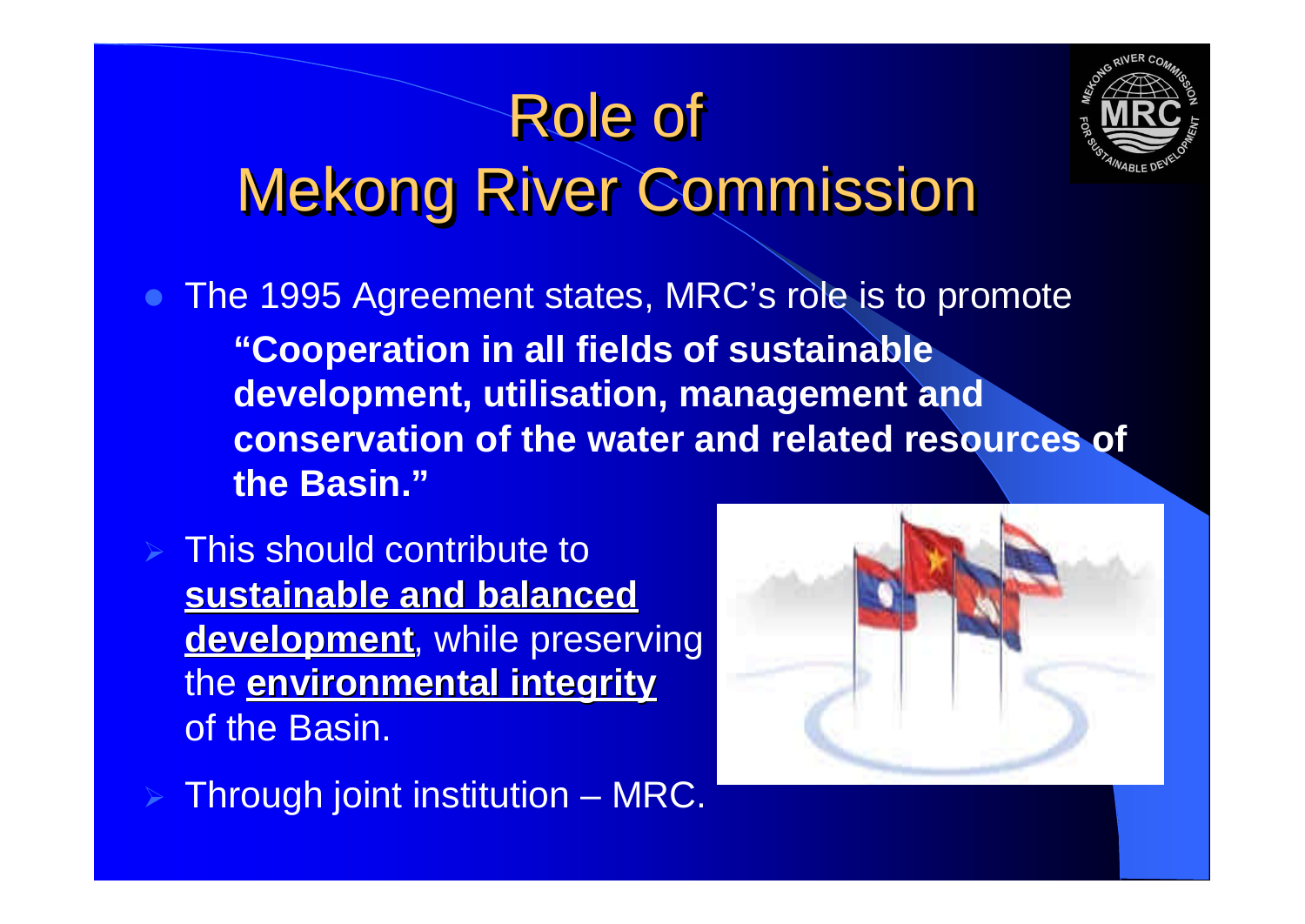# Role of Mekong River Commission

- The 1995 Agreement states, MRC's role is to promote
  **"Cooperation in all fields of sustainable development, utilisation, management and conservation of the water and related resources of the Basin."**

- This should contribute to **sustainable and balanced development**, while preserving the **environmental integrity** of the Basin.
- Through joint institution – MRC.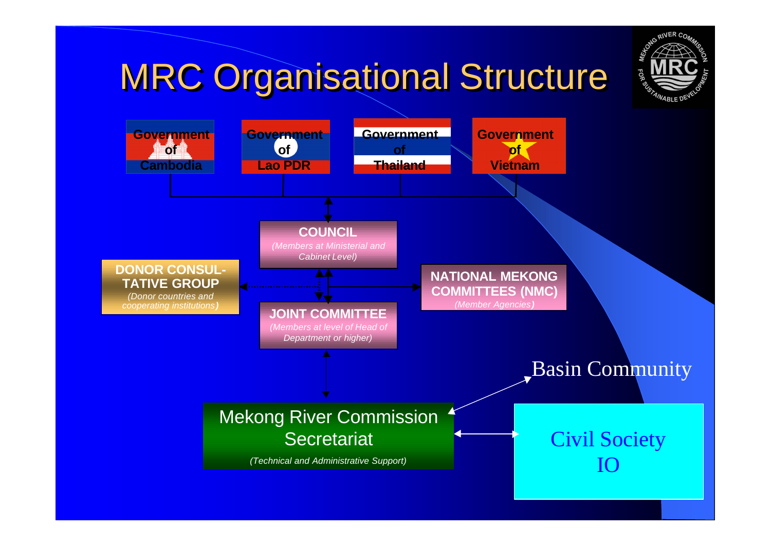# MRC Organisational Structure

**Government of Cambodia**

**Government of Lao PDR**

**Government of Thailand**

**Government of Vietnam**

**COUNCIL**
*(Members at Ministerial and Cabinet Level)*

**DONOR CONSUL-TATIVE GROUP**
*(Donor countries and cooperating institutions)*

**NATIONAL MEKONG COMMITTEES (NMC)**
*(Member Agencies)*

**JOINT COMMITTEE**
*(Members at level of Head of Department or higher)*

Mekong River Commission Secretariat
*(Technical and Administrative Support)*

Basin Community

Civil Society
IO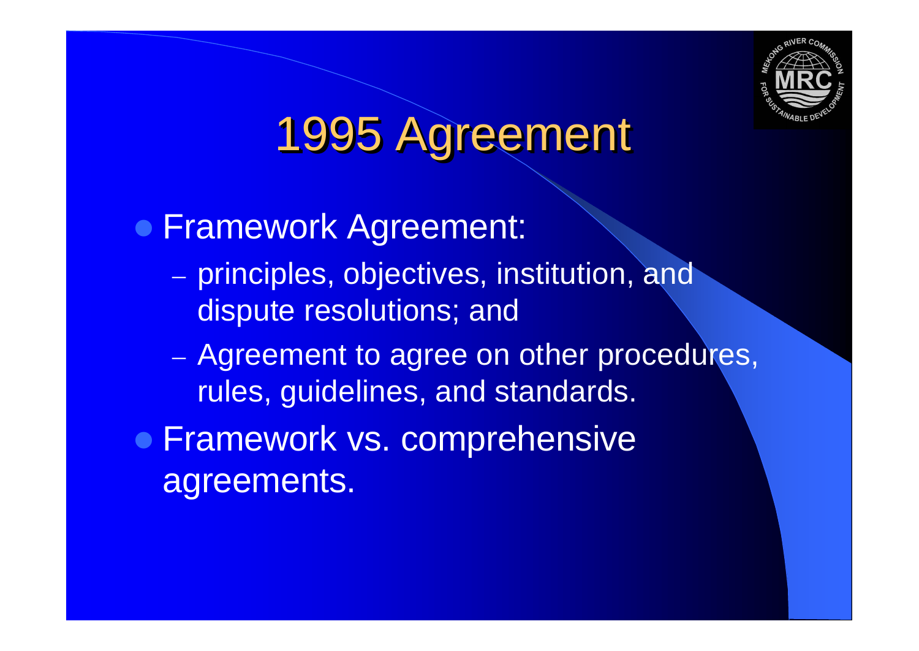# 1995 Agreement

- Framework Agreement:
  - principles, objectives, institution, and dispute resolutions; and
  - Agreement to agree on other procedures, rules, guidelines, and standards.
- Framework vs. comprehensive agreements.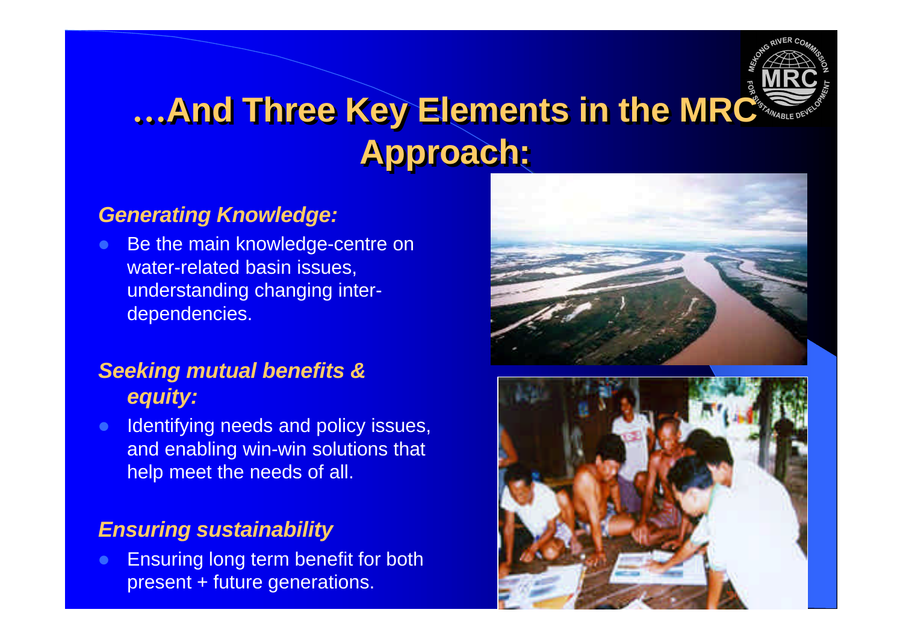# …And Three Key Elements in the MRC Approach:

*Generating Knowledge:*

- Be the main knowledge-centre on water-related basin issues, understanding changing inter-dependencies.

*Seeking mutual benefits & equity:*

- Identifying needs and policy issues, and enabling win-win solutions that help meet the needs of all.

*Ensuring sustainability*

- Ensuring long term benefit for both present + future generations.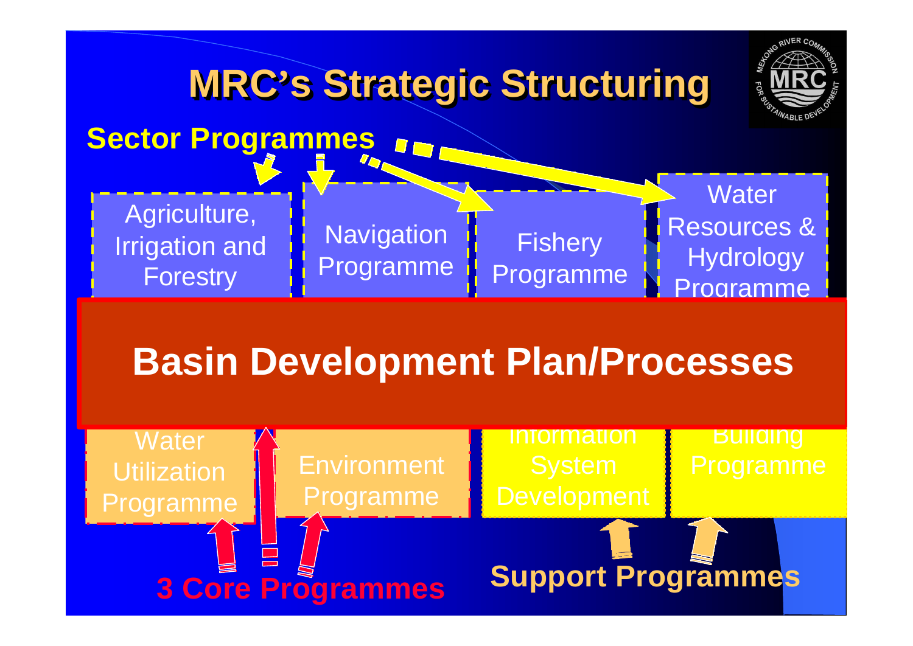# MRC's Strategic Structuring

**Sector Programmes**

- Agriculture, Irrigation and Forestry
- Navigation Programme
- Fishery Programme
- Water Resources & Hydrology Programme

## Basin Development Plan/Processes

- Water Utilization Programme
- Environment Programme
- Information System Development
- Building Programme

**3 Core Programmes**

**Support Programmes**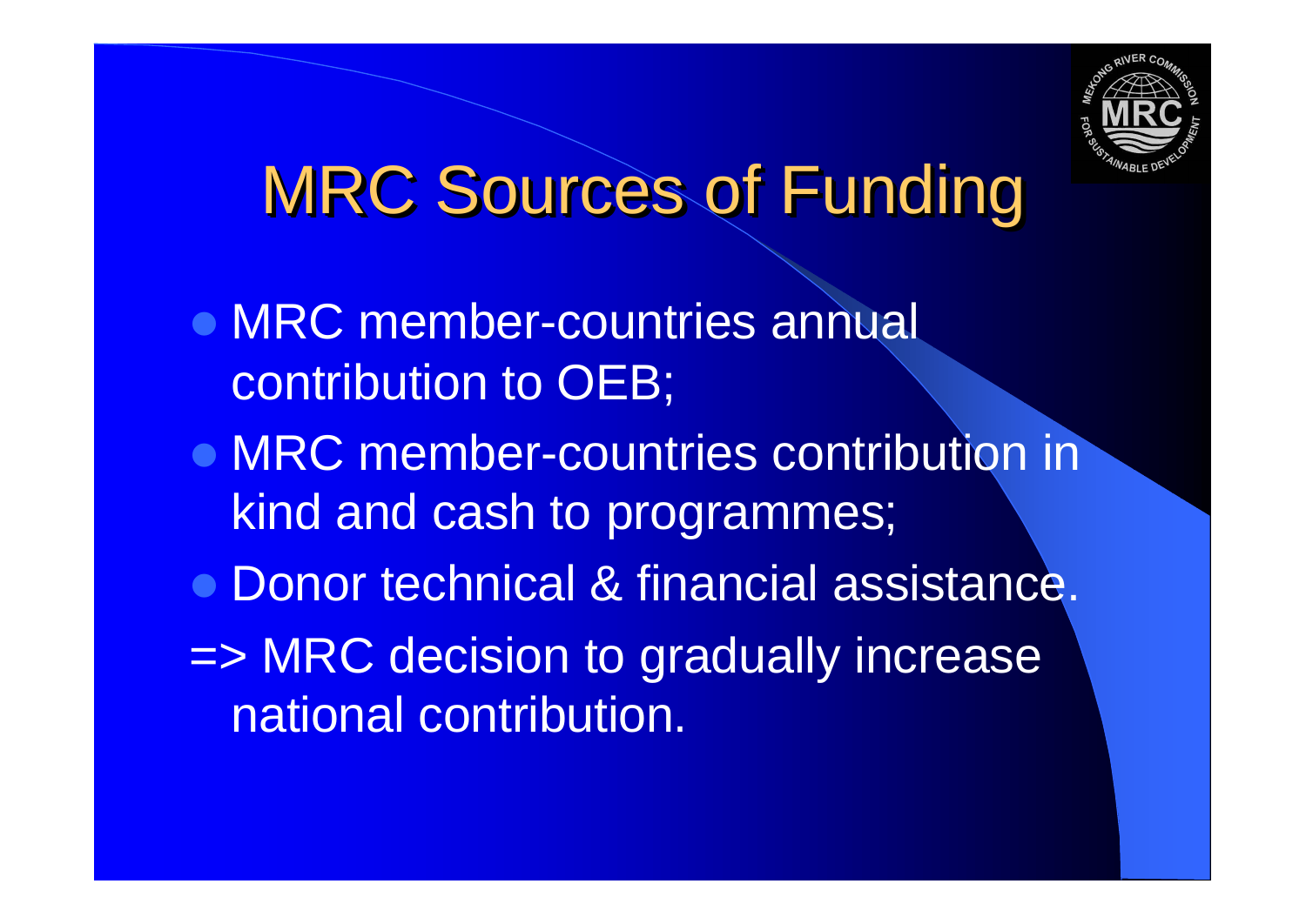# MRC Sources of Funding

- MRC member-countries annual contribution to OEB;
- MRC member-countries contribution in kind and cash to programmes;
- Donor technical & financial assistance.

=> MRC decision to gradually increase national contribution.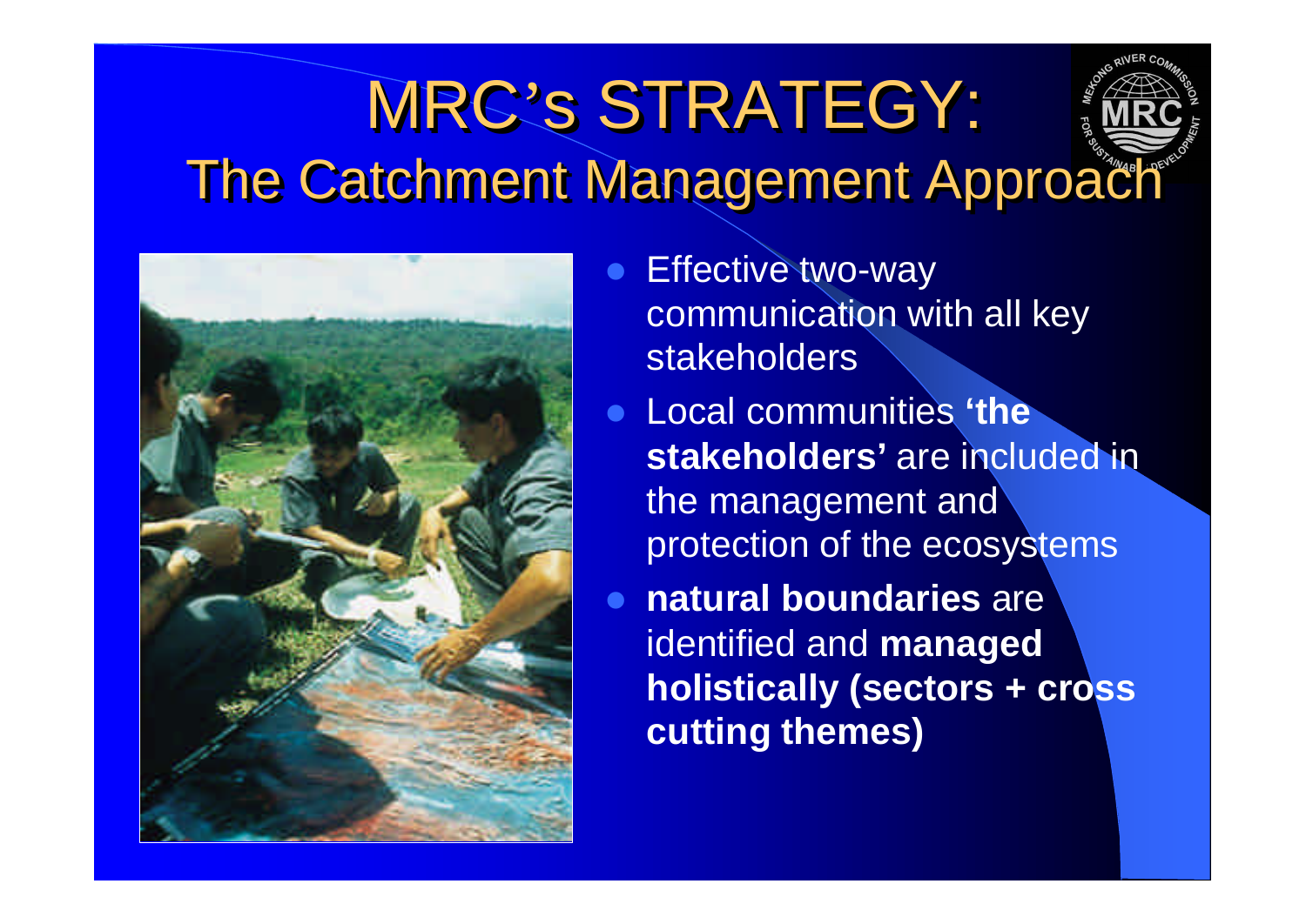# MRC's STRATEGY: The Catchment Management Approach

- Effective two-way communication with all key stakeholders
- Local communities **'the stakeholders'** are included in the management and protection of the ecosystems
- **natural boundaries** are identified and **managed holistically (sectors + cross cutting themes)**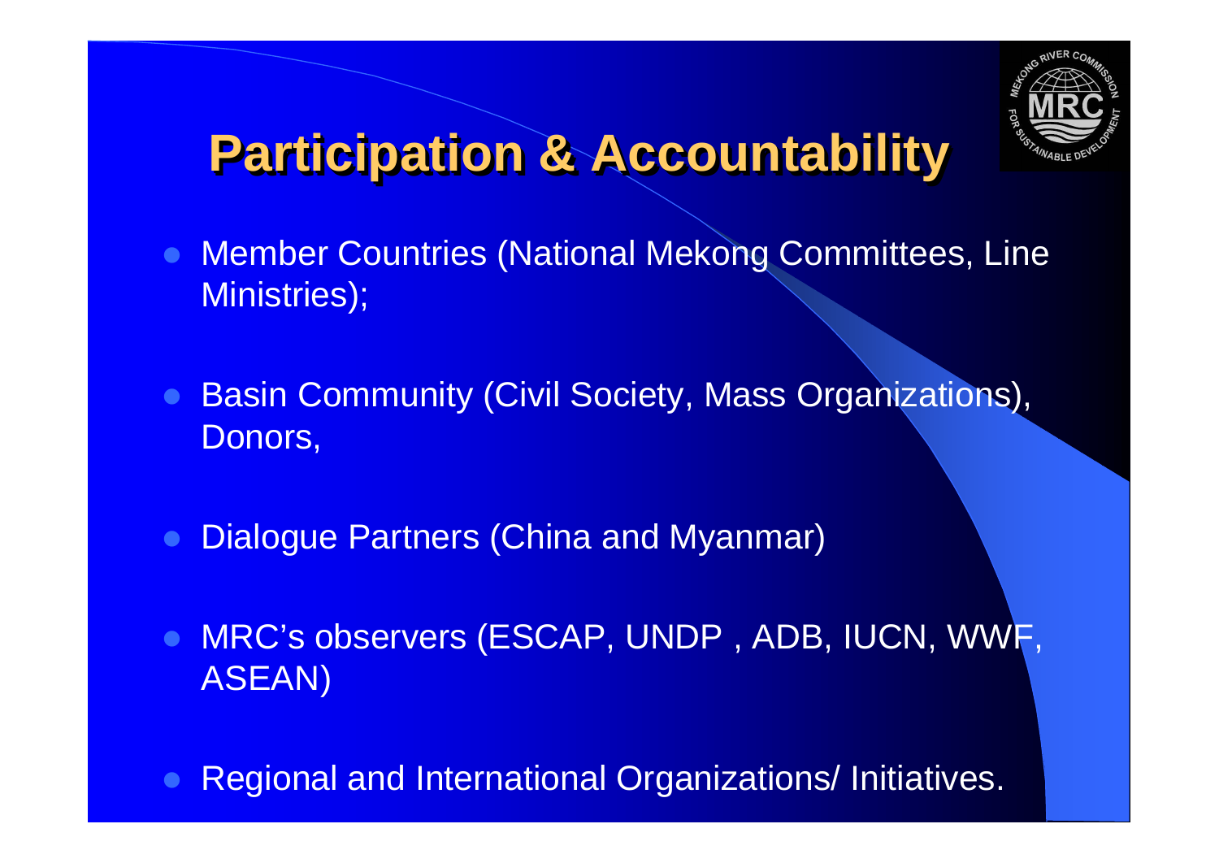# Participation & Accountability

- Member Countries (National Mekong Committees, Line Ministries);
- Basin Community (Civil Society, Mass Organizations), Donors,
- Dialogue Partners (China and Myanmar)
- MRC's observers (ESCAP, UNDP , ADB, IUCN, WWF, ASEAN)
- Regional and International Organizations/ Initiatives.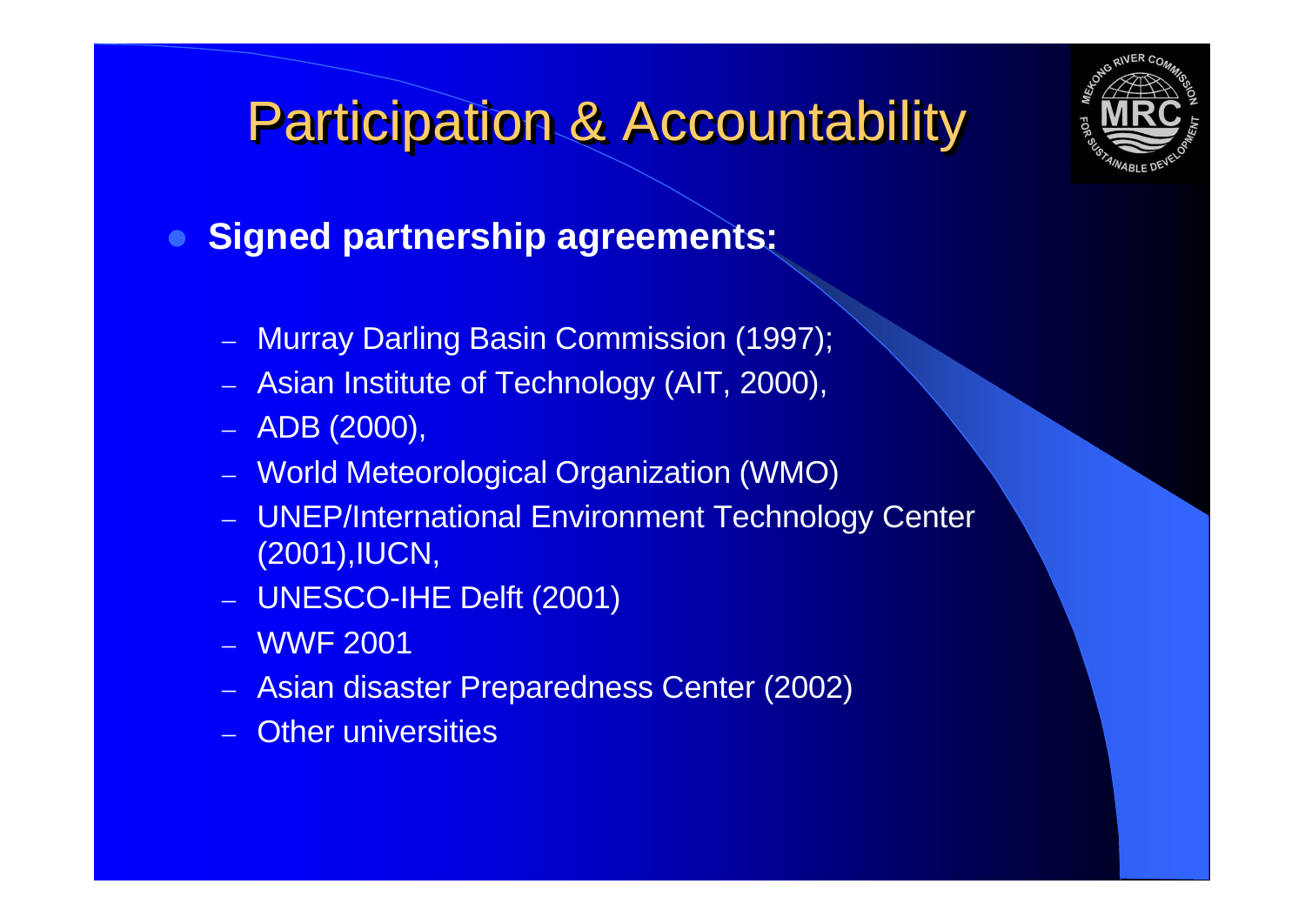# Participation & Accountability

- **Signed partnership agreements:**
  - Murray Darling Basin Commission (1997);
  - Asian Institute of Technology (AIT, 2000),
  - ADB (2000),
  - World Meteorological Organization (WMO)
  - UNEP/International Environment Technology Center (2001),IUCN,
  - UNESCO-IHE Delft (2001)
  - WWF 2001
  - Asian disaster Preparedness Center (2002)
  - Other universities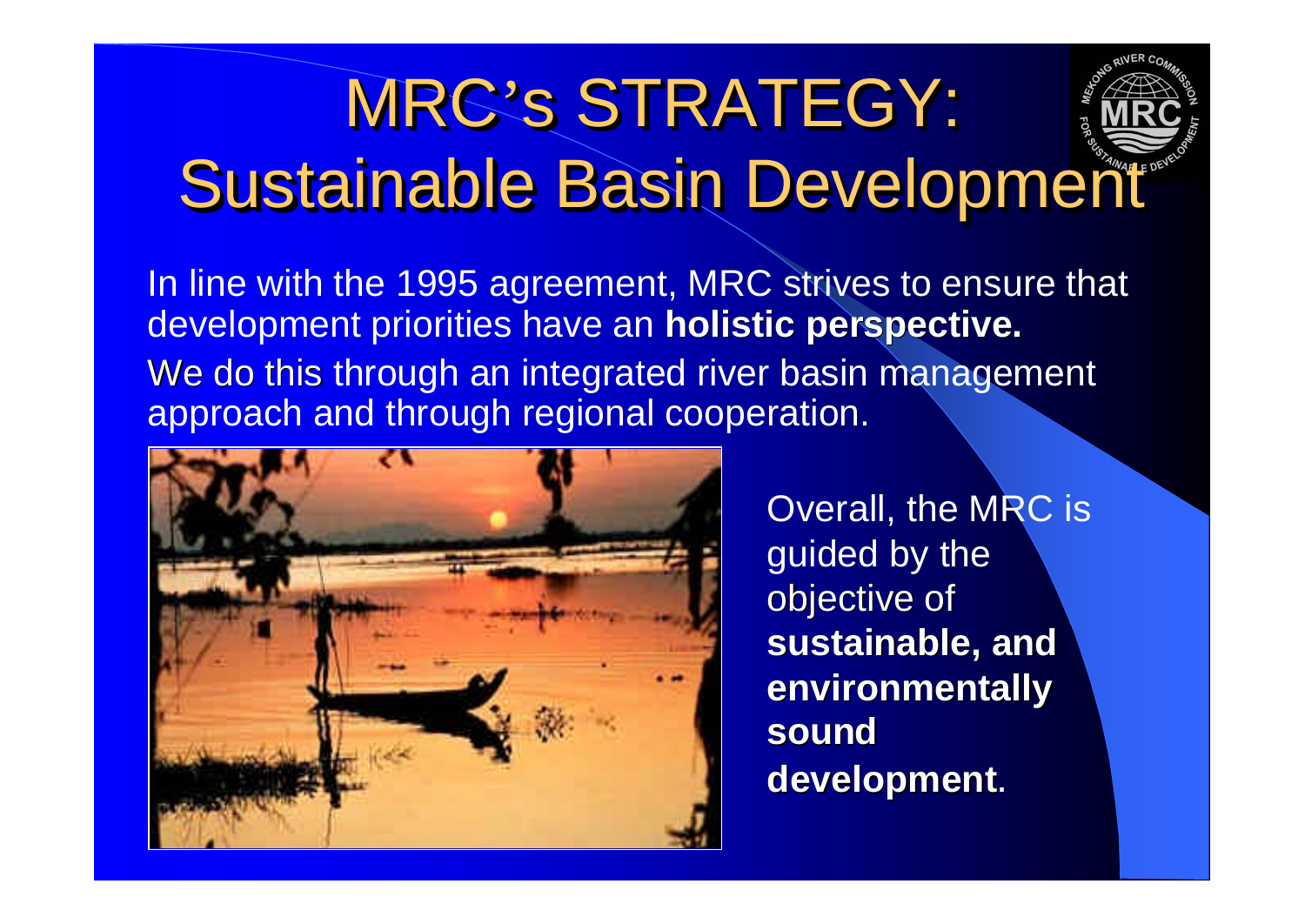# MRC's STRATEGY: Sustainable Basin Development

In line with the 1995 agreement, MRC strives to ensure that development priorities have an **holistic perspective.**

We do this through an integrated river basin management approach and through regional cooperation.

Overall, the MRC is guided by the objective of **sustainable, and environmentally sound development**.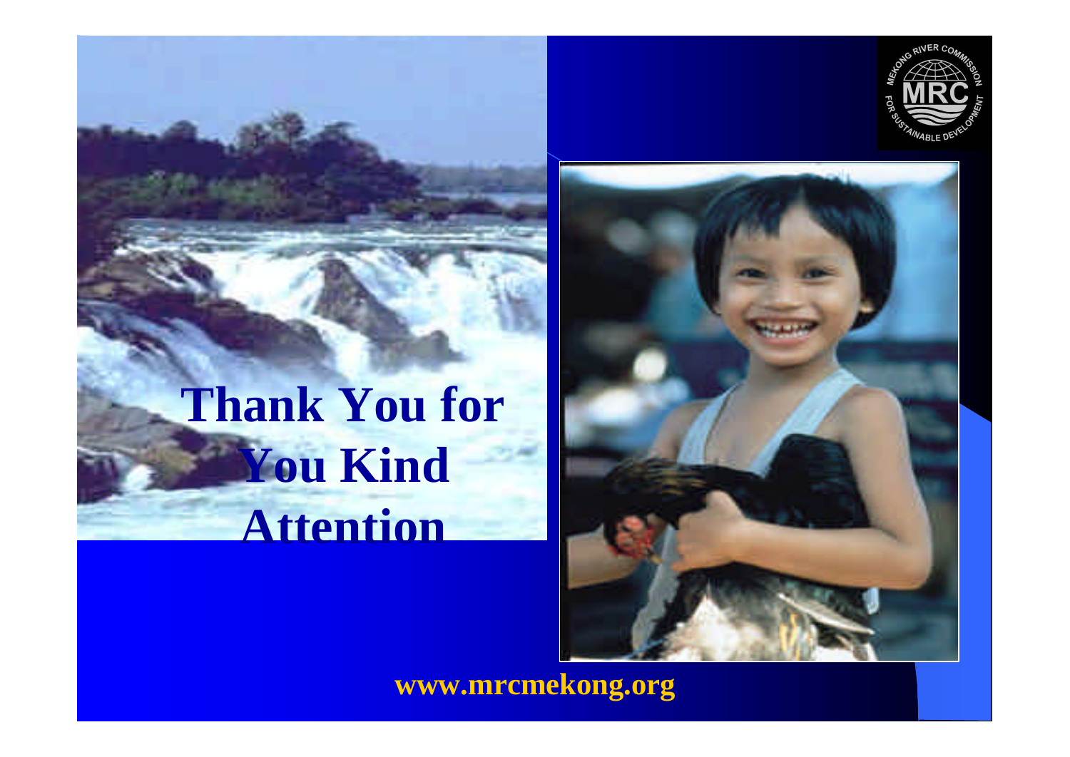# Thank You for You Kind Attention

www.mrcmekong.org